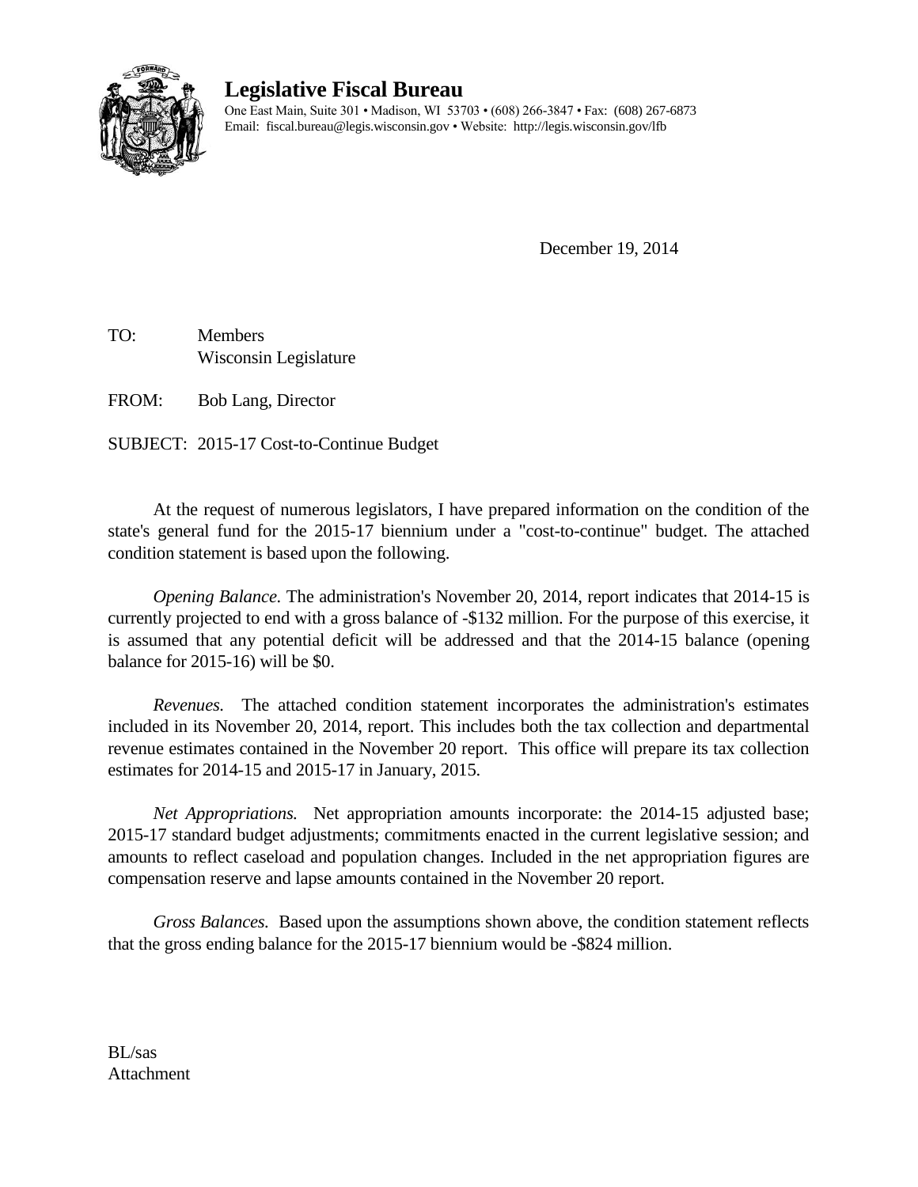# Legislative Fiscal Bureau

One East Main, Suite 301 • Madison, WI 53703 • (608) 266-3847 • Fax: (608) 267-6873
Email: fiscal.bureau@legis.wisconsin.gov • Website: http://legis.wisconsin.gov/lfb

December 19, 2014

TO: Members
Wisconsin Legislature

FROM: Bob Lang, Director

SUBJECT: 2015-17 Cost-to-Continue Budget

At the request of numerous legislators, I have prepared information on the condition of the state's general fund for the 2015-17 biennium under a "cost-to-continue" budget. The attached condition statement is based upon the following.

*Opening Balance*. The administration's November 20, 2014, report indicates that 2014-15 is currently projected to end with a gross balance of -$132 million. For the purpose of this exercise, it is assumed that any potential deficit will be addressed and that the 2014-15 balance (opening balance for 2015-16) will be $0.

*Revenues.* The attached condition statement incorporates the administration's estimates included in its November 20, 2014, report. This includes both the tax collection and departmental revenue estimates contained in the November 20 report. This office will prepare its tax collection estimates for 2014-15 and 2015-17 in January, 2015.

*Net Appropriations.* Net appropriation amounts incorporate: the 2014-15 adjusted base; 2015-17 standard budget adjustments; commitments enacted in the current legislative session; and amounts to reflect caseload and population changes. Included in the net appropriation figures are compensation reserve and lapse amounts contained in the November 20 report.

*Gross Balances.* Based upon the assumptions shown above, the condition statement reflects that the gross ending balance for the 2015-17 biennium would be -$824 million.

BL/sas
Attachment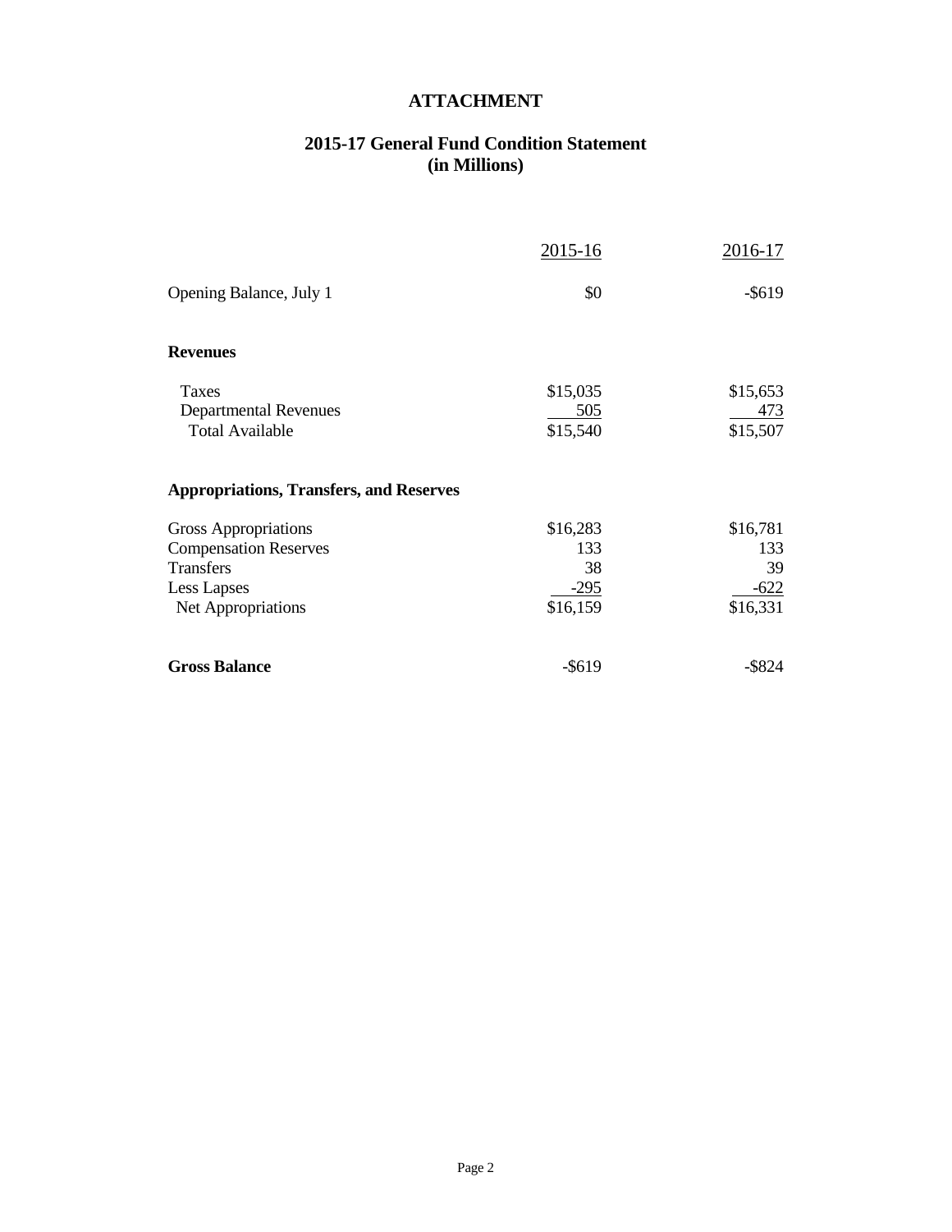# ATTACHMENT

## 2015-17 General Fund Condition Statement
## (in Millions)

| | 2015-16 | 2016-17 |
|---|---|---|
| Opening Balance, July 1 | $0 | -$619 |
| **Revenues** | | |
| Taxes | $15,035 | $15,653 |
| Departmental Revenues | 505 | 473 |
| Total Available | $15,540 | $15,507 |
| **Appropriations, Transfers, and Reserves** | | |
| Gross Appropriations | $16,283 | $16,781 |
| Compensation Reserves | 133 | 133 |
| Transfers | 38 | 39 |
| Less Lapses | -295 | -622 |
| Net Appropriations | $16,159 | $16,331 |
| **Gross Balance** | -$619 | -$824 |